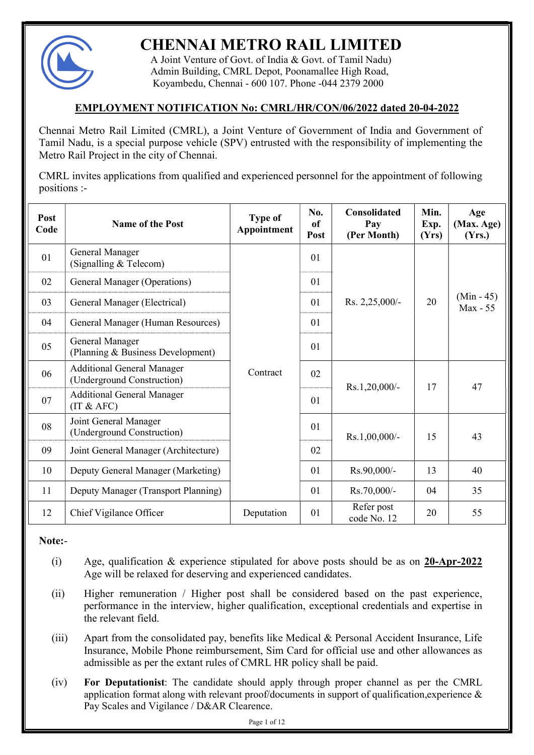# CHENNAI METRO RAIL LIMITED

A Joint Venture of Govt. of India & Govt. of Tamil Nadu)
Admin Building, CMRL Depot, Poonamallee High Road,
Koyambedu, Chennai - 600 107. Phone -044 2379 2000

## EMPLOYMENT NOTIFICATION No: CMRL/HR/CON/06/2022 dated 20-04-2022

Chennai Metro Rail Limited (CMRL), a Joint Venture of Government of India and Government of Tamil Nadu, is a special purpose vehicle (SPV) entrusted with the responsibility of implementing the Metro Rail Project in the city of Chennai.

CMRL invites applications from qualified and experienced personnel for the appointment of following positions :-

| Post Code | Name of the Post | Type of Appointment | No. of Post | Consolidated Pay (Per Month) | Min. Exp. (Yrs) | Age (Max. Age) (Yrs.) |
|---|---|---|---|---|---|---|
| 01 | General Manager (Signalling & Telecom) | Contract | 01 | Rs. 2,25,000/- | 20 | (Min - 45) Max - 55 |
| 02 | General Manager (Operations) | | 01 | | | |
| 03 | General Manager (Electrical) | | 01 | | | |
| 04 | General Manager (Human Resources) | | 01 | | | |
| 05 | General Manager (Planning & Business Development) | | 01 | | | |
| 06 | Additional General Manager (Underground Construction) | | 02 | Rs.1,20,000/- | 17 | 47 |
| 07 | Additional General Manager (IT & AFC) | | 01 | | | |
| 08 | Joint General Manager (Underground Construction) | | 01 | Rs.1,00,000/- | 15 | 43 |
| 09 | Joint General Manager (Architecture) | | 02 | | | |
| 10 | Deputy General Manager (Marketing) | | 01 | Rs.90,000/- | 13 | 40 |
| 11 | Deputy Manager (Transport Planning) | | 01 | Rs.70,000/- | 04 | 35 |
| 12 | Chief Vigilance Officer | Deputation | 01 | Refer post code No. 12 | 20 | 55 |

**Note:-**

(i) Age, qualification & experience stipulated for above posts should be as on **20-Apr-2022** Age will be relaxed for deserving and experienced candidates.

(ii) Higher remuneration / Higher post shall be considered based on the past experience, performance in the interview, higher qualification, exceptional credentials and expertise in the relevant field.

(iii) Apart from the consolidated pay, benefits like Medical & Personal Accident Insurance, Life Insurance, Mobile Phone reimbursement, Sim Card for official use and other allowances as admissible as per the extant rules of CMRL HR policy shall be paid.

(iv) **For Deputationist**: The candidate should apply through proper channel as per the CMRL application format along with relevant proof/documents in support of qualification,experience & Pay Scales and Vigilance / D&AR Clearence.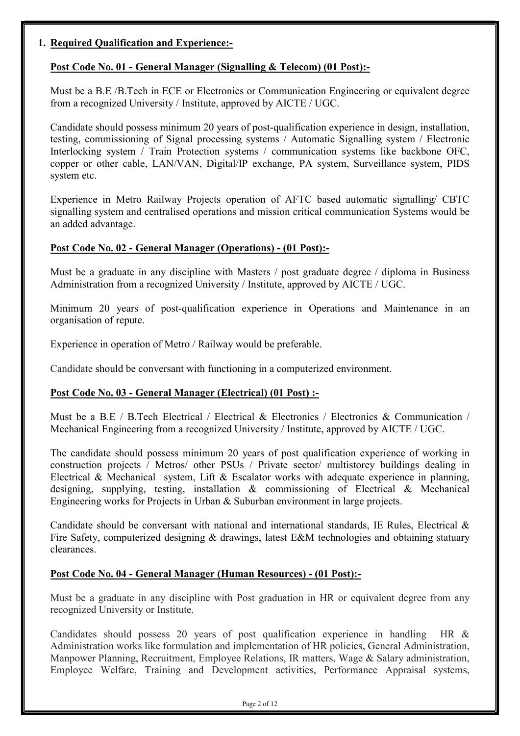## 1. Required Qualification and Experience:-

### Post Code No. 01 - General Manager (Signalling & Telecom) (01 Post):-

Must be a B.E /B.Tech in ECE or Electronics or Communication Engineering or equivalent degree from a recognized University / Institute, approved by AICTE / UGC.

Candidate should possess minimum 20 years of post-qualification experience in design, installation, testing, commissioning of Signal processing systems / Automatic Signalling system / Electronic Interlocking system / Train Protection systems / communication systems like backbone OFC, copper or other cable, LAN/VAN, Digital/IP exchange, PA system, Surveillance system, PIDS system etc.

Experience in Metro Railway Projects operation of AFTC based automatic signalling/ CBTC signalling system and centralised operations and mission critical communication Systems would be an added advantage.

### Post Code No. 02 - General Manager (Operations) - (01 Post):-

Must be a graduate in any discipline with Masters / post graduate degree / diploma in Business Administration from a recognized University / Institute, approved by AICTE / UGC.

Minimum 20 years of post-qualification experience in Operations and Maintenance in an organisation of repute.

Experience in operation of Metro / Railway would be preferable.

Candidate should be conversant with functioning in a computerized environment.

### Post Code No. 03 - General Manager (Electrical) (01 Post) :-

Must be a B.E / B.Tech Electrical / Electrical & Electronics / Electronics & Communication / Mechanical Engineering from a recognized University / Institute, approved by AICTE / UGC.

The candidate should possess minimum 20 years of post qualification experience of working in construction projects / Metros/ other PSUs / Private sector/ multistorey buildings dealing in Electrical & Mechanical system, Lift & Escalator works with adequate experience in planning, designing, supplying, testing, installation & commissioning of Electrical & Mechanical Engineering works for Projects in Urban & Suburban environment in large projects.

Candidate should be conversant with national and international standards, IE Rules, Electrical & Fire Safety, computerized designing & drawings, latest E&M technologies and obtaining statuary clearances.

### Post Code No. 04 - General Manager (Human Resources) - (01 Post):-

Must be a graduate in any discipline with Post graduation in HR or equivalent degree from any recognized University or Institute.

Candidates should possess 20 years of post qualification experience in handling HR & Administration works like formulation and implementation of HR policies, General Administration, Manpower Planning, Recruitment, Employee Relations, IR matters, Wage & Salary administration, Employee Welfare, Training and Development activities, Performance Appraisal systems,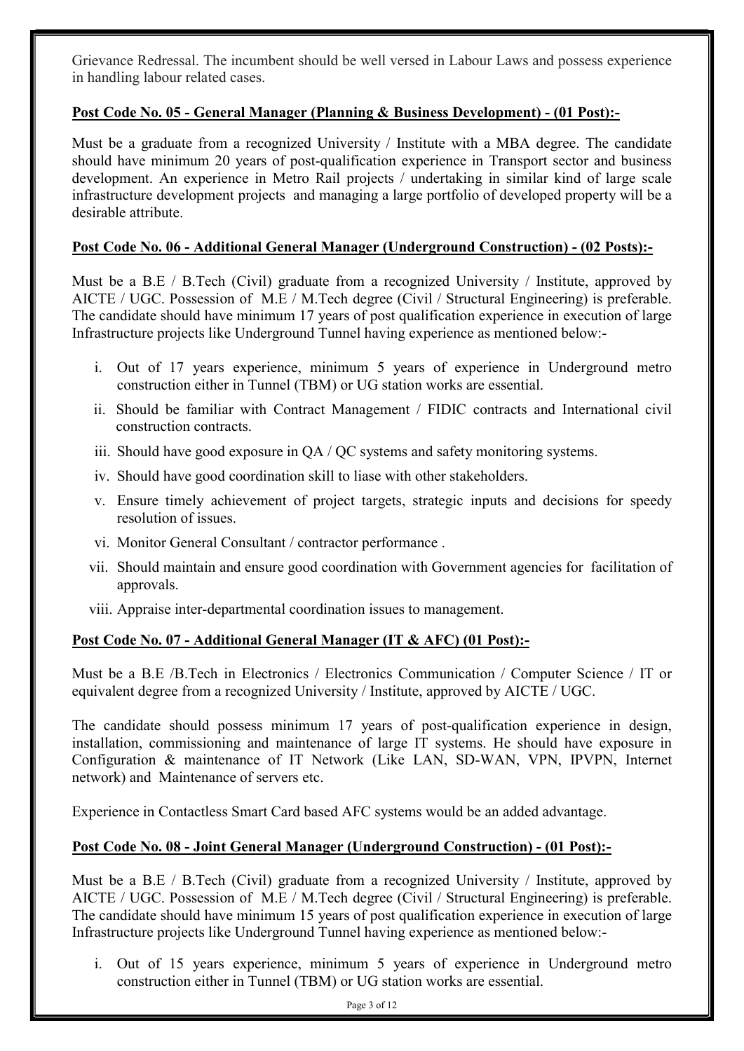Grievance Redressal. The incumbent should be well versed in Labour Laws and possess experience in handling labour related cases.

**Post Code No. 05 - General Manager (Planning & Business Development) - (01 Post):-**

Must be a graduate from a recognized University / Institute with a MBA degree. The candidate should have minimum 20 years of post-qualification experience in Transport sector and business development. An experience in Metro Rail projects / undertaking in similar kind of large scale infrastructure development projects and managing a large portfolio of developed property will be a desirable attribute.

**Post Code No. 06 - Additional General Manager (Underground Construction) - (02 Posts):-**

Must be a B.E / B.Tech (Civil) graduate from a recognized University / Institute, approved by AICTE / UGC. Possession of M.E / M.Tech degree (Civil / Structural Engineering) is preferable. The candidate should have minimum 17 years of post qualification experience in execution of large Infrastructure projects like Underground Tunnel having experience as mentioned below:-

i. Out of 17 years experience, minimum 5 years of experience in Underground metro construction either in Tunnel (TBM) or UG station works are essential.

ii. Should be familiar with Contract Management / FIDIC contracts and International civil construction contracts.

iii. Should have good exposure in QA / QC systems and safety monitoring systems.

iv. Should have good coordination skill to liase with other stakeholders.

v. Ensure timely achievement of project targets, strategic inputs and decisions for speedy resolution of issues.

vi. Monitor General Consultant / contractor performance .

vii. Should maintain and ensure good coordination with Government agencies for facilitation of approvals.

viii. Appraise inter-departmental coordination issues to management.

**Post Code No. 07 - Additional General Manager (IT & AFC) (01 Post):-**

Must be a B.E /B.Tech in Electronics / Electronics Communication / Computer Science / IT or equivalent degree from a recognized University / Institute, approved by AICTE / UGC.

The candidate should possess minimum 17 years of post-qualification experience in design, installation, commissioning and maintenance of large IT systems. He should have exposure in Configuration & maintenance of IT Network (Like LAN, SD-WAN, VPN, IPVPN, Internet network) and Maintenance of servers etc.

Experience in Contactless Smart Card based AFC systems would be an added advantage.

**Post Code No. 08 - Joint General Manager (Underground Construction) - (01 Post):-**

Must be a B.E / B.Tech (Civil) graduate from a recognized University / Institute, approved by AICTE / UGC. Possession of M.E / M.Tech degree (Civil / Structural Engineering) is preferable. The candidate should have minimum 15 years of post qualification experience in execution of large Infrastructure projects like Underground Tunnel having experience as mentioned below:-

i. Out of 15 years experience, minimum 5 years of experience in Underground metro construction either in Tunnel (TBM) or UG station works are essential.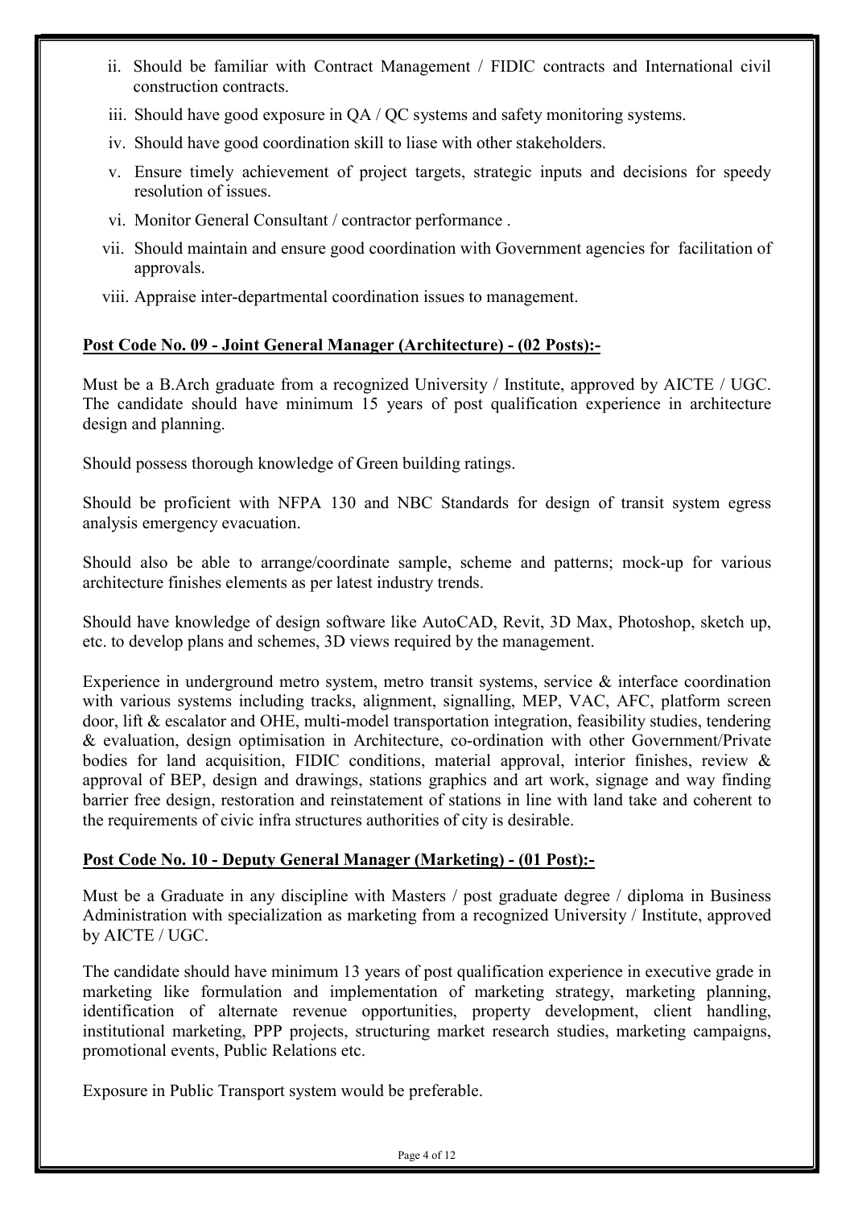ii. Should be familiar with Contract Management / FIDIC contracts and International civil construction contracts.

iii. Should have good exposure in QA / QC systems and safety monitoring systems.

iv. Should have good coordination skill to liase with other stakeholders.

v. Ensure timely achievement of project targets, strategic inputs and decisions for speedy resolution of issues.

vi. Monitor General Consultant / contractor performance .

vii. Should maintain and ensure good coordination with Government agencies for facilitation of approvals.

viii. Appraise inter-departmental coordination issues to management.

**Post Code No. 09 - Joint General Manager (Architecture) - (02 Posts):-**

Must be a B.Arch graduate from a recognized University / Institute, approved by AICTE / UGC. The candidate should have minimum 15 years of post qualification experience in architecture design and planning.

Should possess thorough knowledge of Green building ratings.

Should be proficient with NFPA 130 and NBC Standards for design of transit system egress analysis emergency evacuation.

Should also be able to arrange/coordinate sample, scheme and patterns; mock-up for various architecture finishes elements as per latest industry trends.

Should have knowledge of design software like AutoCAD, Revit, 3D Max, Photoshop, sketch up, etc. to develop plans and schemes, 3D views required by the management.

Experience in underground metro system, metro transit systems, service & interface coordination with various systems including tracks, alignment, signalling, MEP, VAC, AFC, platform screen door, lift & escalator and OHE, multi-model transportation integration, feasibility studies, tendering & evaluation, design optimisation in Architecture, co-ordination with other Government/Private bodies for land acquisition, FIDIC conditions, material approval, interior finishes, review & approval of BEP, design and drawings, stations graphics and art work, signage and way finding barrier free design, restoration and reinstatement of stations in line with land take and coherent to the requirements of civic infra structures authorities of city is desirable.

**Post Code No. 10 - Deputy General Manager (Marketing) - (01 Post):-**

Must be a Graduate in any discipline with Masters / post graduate degree / diploma in Business Administration with specialization as marketing from a recognized University / Institute, approved by AICTE / UGC.

The candidate should have minimum 13 years of post qualification experience in executive grade in marketing like formulation and implementation of marketing strategy, marketing planning, identification of alternate revenue opportunities, property development, client handling, institutional marketing, PPP projects, structuring market research studies, marketing campaigns, promotional events, Public Relations etc.

Exposure in Public Transport system would be preferable.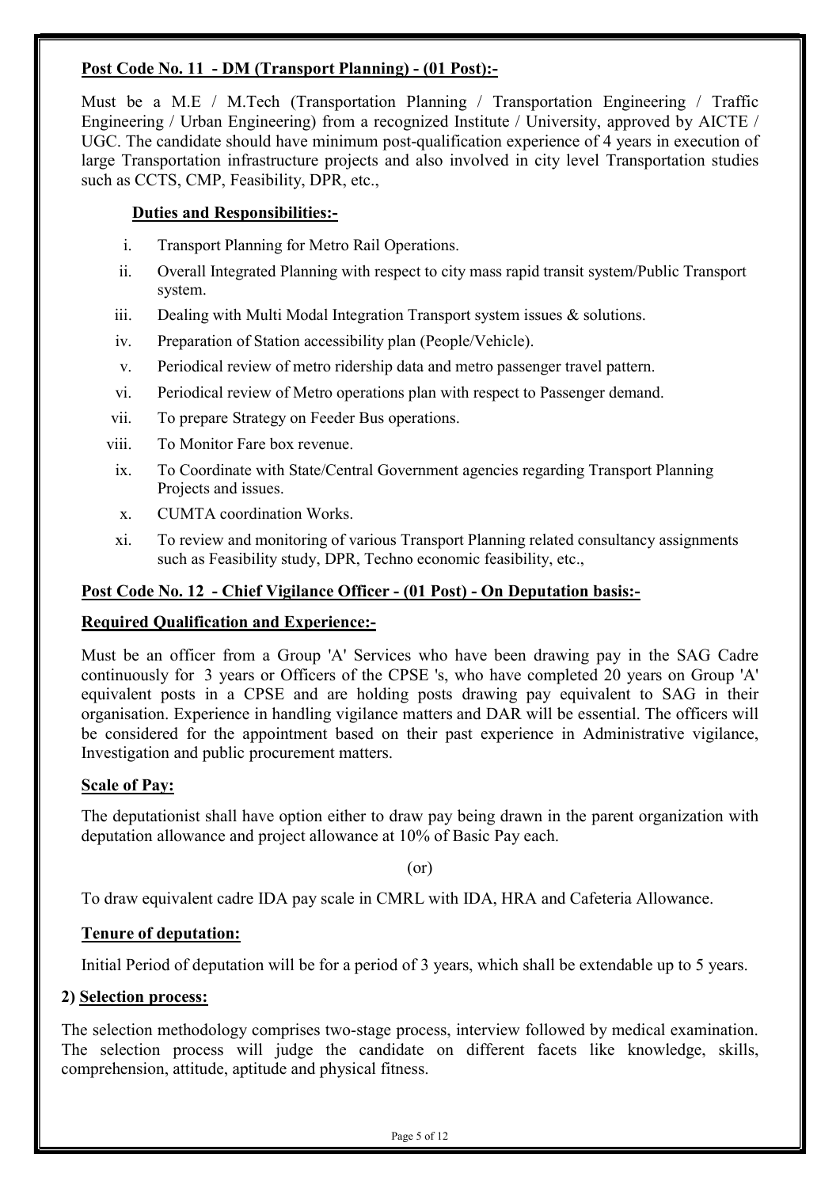**Post Code No. 11 - DM (Transport Planning) - (01 Post):-**

Must be a M.E / M.Tech (Transportation Planning / Transportation Engineering / Traffic Engineering / Urban Engineering) from a recognized Institute / University, approved by AICTE / UGC. The candidate should have minimum post-qualification experience of 4 years in execution of large Transportation infrastructure projects and also involved in city level Transportation studies such as CCTS, CMP, Feasibility, DPR, etc.,

**Duties and Responsibilities:-**

- i. Transport Planning for Metro Rail Operations.
- ii. Overall Integrated Planning with respect to city mass rapid transit system/Public Transport system.
- iii. Dealing with Multi Modal Integration Transport system issues & solutions.
- iv. Preparation of Station accessibility plan (People/Vehicle).
- v. Periodical review of metro ridership data and metro passenger travel pattern.
- vi. Periodical review of Metro operations plan with respect to Passenger demand.
- vii. To prepare Strategy on Feeder Bus operations.
- viii. To Monitor Fare box revenue.
- ix. To Coordinate with State/Central Government agencies regarding Transport Planning Projects and issues.
- x. CUMTA coordination Works.
- xi. To review and monitoring of various Transport Planning related consultancy assignments such as Feasibility study, DPR, Techno economic feasibility, etc.,

**Post Code No. 12 - Chief Vigilance Officer - (01 Post) - On Deputation basis:-**

**Required Qualification and Experience:-**

Must be an officer from a Group 'A' Services who have been drawing pay in the SAG Cadre continuously for 3 years or Officers of the CPSE 's, who have completed 20 years on Group 'A' equivalent posts in a CPSE and are holding posts drawing pay equivalent to SAG in their organisation. Experience in handling vigilance matters and DAR will be essential. The officers will be considered for the appointment based on their past experience in Administrative vigilance, Investigation and public procurement matters.

**Scale of Pay:**

The deputationist shall have option either to draw pay being drawn in the parent organization with deputation allowance and project allowance at 10% of Basic Pay each.

(or)

To draw equivalent cadre IDA pay scale in CMRL with IDA, HRA and Cafeteria Allowance.

**Tenure of deputation:**

Initial Period of deputation will be for a period of 3 years, which shall be extendable up to 5 years.

**2) Selection process:**

The selection methodology comprises two-stage process, interview followed by medical examination. The selection process will judge the candidate on different facets like knowledge, skills, comprehension, attitude, aptitude and physical fitness.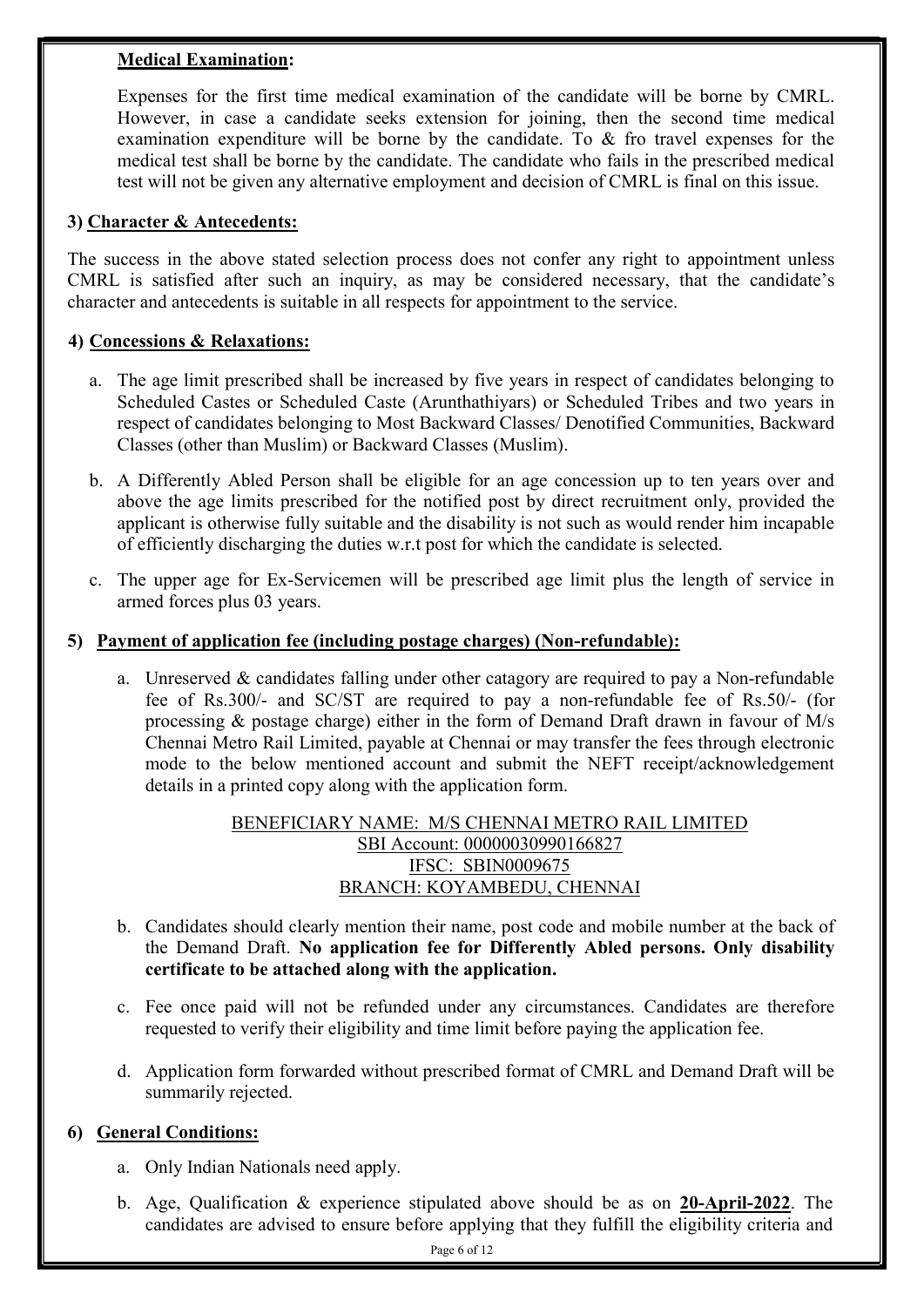**Medical Examination:**

Expenses for the first time medical examination of the candidate will be borne by CMRL. However, in case a candidate seeks extension for joining, then the second time medical examination expenditure will be borne by the candidate. To & fro travel expenses for the medical test shall be borne by the candidate. The candidate who fails in the prescribed medical test will not be given any alternative employment and decision of CMRL is final on this issue.

**3) Character & Antecedents:**

The success in the above stated selection process does not confer any right to appointment unless CMRL is satisfied after such an inquiry, as may be considered necessary, that the candidate's character and antecedents is suitable in all respects for appointment to the service.

**4) Concessions & Relaxations:**

a. The age limit prescribed shall be increased by five years in respect of candidates belonging to Scheduled Castes or Scheduled Caste (Arunthathiyars) or Scheduled Tribes and two years in respect of candidates belonging to Most Backward Classes/ Denotified Communities, Backward Classes (other than Muslim) or Backward Classes (Muslim).

b. A Differently Abled Person shall be eligible for an age concession up to ten years over and above the age limits prescribed for the notified post by direct recruitment only, provided the applicant is otherwise fully suitable and the disability is not such as would render him incapable of efficiently discharging the duties w.r.t post for which the candidate is selected.

c. The upper age for Ex-Servicemen will be prescribed age limit plus the length of service in armed forces plus 03 years.

**5) Payment of application fee (including postage charges) (Non-refundable):**

a. Unreserved & candidates falling under other catagory are required to pay a Non-refundable fee of Rs.300/- and SC/ST are required to pay a non-refundable fee of Rs.50/- (for processing & postage charge) either in the form of Demand Draft drawn in favour of M/s Chennai Metro Rail Limited, payable at Chennai or may transfer the fees through electronic mode to the below mentioned account and submit the NEFT receipt/acknowledgement details in a printed copy along with the application form.

BENEFICIARY NAME: M/S CHENNAI METRO RAIL LIMITED
SBI Account: 00000030990166827
IFSC: SBIN0009675
BRANCH: KOYAMBEDU, CHENNAI

b. Candidates should clearly mention their name, post code and mobile number at the back of the Demand Draft. **No application fee for Differently Abled persons. Only disability certificate to be attached along with the application.**

c. Fee once paid will not be refunded under any circumstances. Candidates are therefore requested to verify their eligibility and time limit before paying the application fee.

d. Application form forwarded without prescribed format of CMRL and Demand Draft will be summarily rejected.

**6) General Conditions:**

a. Only Indian Nationals need apply.

b. Age, Qualification & experience stipulated above should be as on **20-April-2022**. The candidates are advised to ensure before applying that they fulfill the eligibility criteria and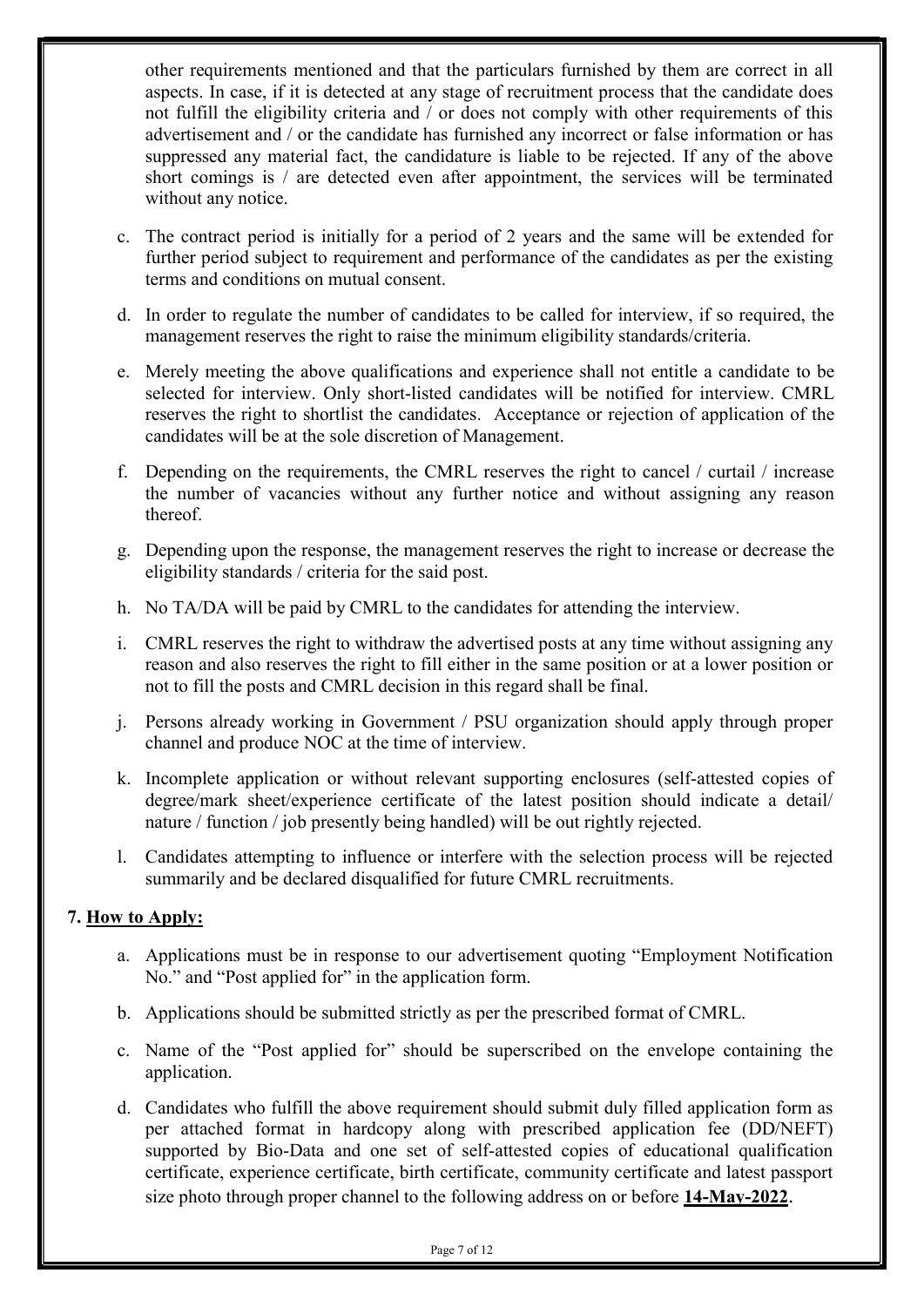other requirements mentioned and that the particulars furnished by them are correct in all aspects. In case, if it is detected at any stage of recruitment process that the candidate does not fulfill the eligibility criteria and / or does not comply with other requirements of this advertisement and / or the candidate has furnished any incorrect or false information or has suppressed any material fact, the candidature is liable to be rejected. If any of the above short comings is / are detected even after appointment, the services will be terminated without any notice.

c. The contract period is initially for a period of 2 years and the same will be extended for further period subject to requirement and performance of the candidates as per the existing terms and conditions on mutual consent.

d. In order to regulate the number of candidates to be called for interview, if so required, the management reserves the right to raise the minimum eligibility standards/criteria.

e. Merely meeting the above qualifications and experience shall not entitle a candidate to be selected for interview. Only short-listed candidates will be notified for interview. CMRL reserves the right to shortlist the candidates. Acceptance or rejection of application of the candidates will be at the sole discretion of Management.

f. Depending on the requirements, the CMRL reserves the right to cancel / curtail / increase the number of vacancies without any further notice and without assigning any reason thereof.

g. Depending upon the response, the management reserves the right to increase or decrease the eligibility standards / criteria for the said post.

h. No TA/DA will be paid by CMRL to the candidates for attending the interview.

i. CMRL reserves the right to withdraw the advertised posts at any time without assigning any reason and also reserves the right to fill either in the same position or at a lower position or not to fill the posts and CMRL decision in this regard shall be final.

j. Persons already working in Government / PSU organization should apply through proper channel and produce NOC at the time of interview.

k. Incomplete application or without relevant supporting enclosures (self-attested copies of degree/mark sheet/experience certificate of the latest position should indicate a detail/ nature / function / job presently being handled) will be out rightly rejected.

l. Candidates attempting to influence or interfere with the selection process will be rejected summarily and be declared disqualified for future CMRL recruitments.

**7. How to Apply:**

a. Applications must be in response to our advertisement quoting "Employment Notification No." and "Post applied for" in the application form.

b. Applications should be submitted strictly as per the prescribed format of CMRL.

c. Name of the "Post applied for" should be superscribed on the envelope containing the application.

d. Candidates who fulfill the above requirement should submit duly filled application form as per attached format in hardcopy along with prescribed application fee (DD/NEFT) supported by Bio-Data and one set of self-attested copies of educational qualification certificate, experience certificate, birth certificate, community certificate and latest passport size photo through proper channel to the following address on or before **14-May-2022**.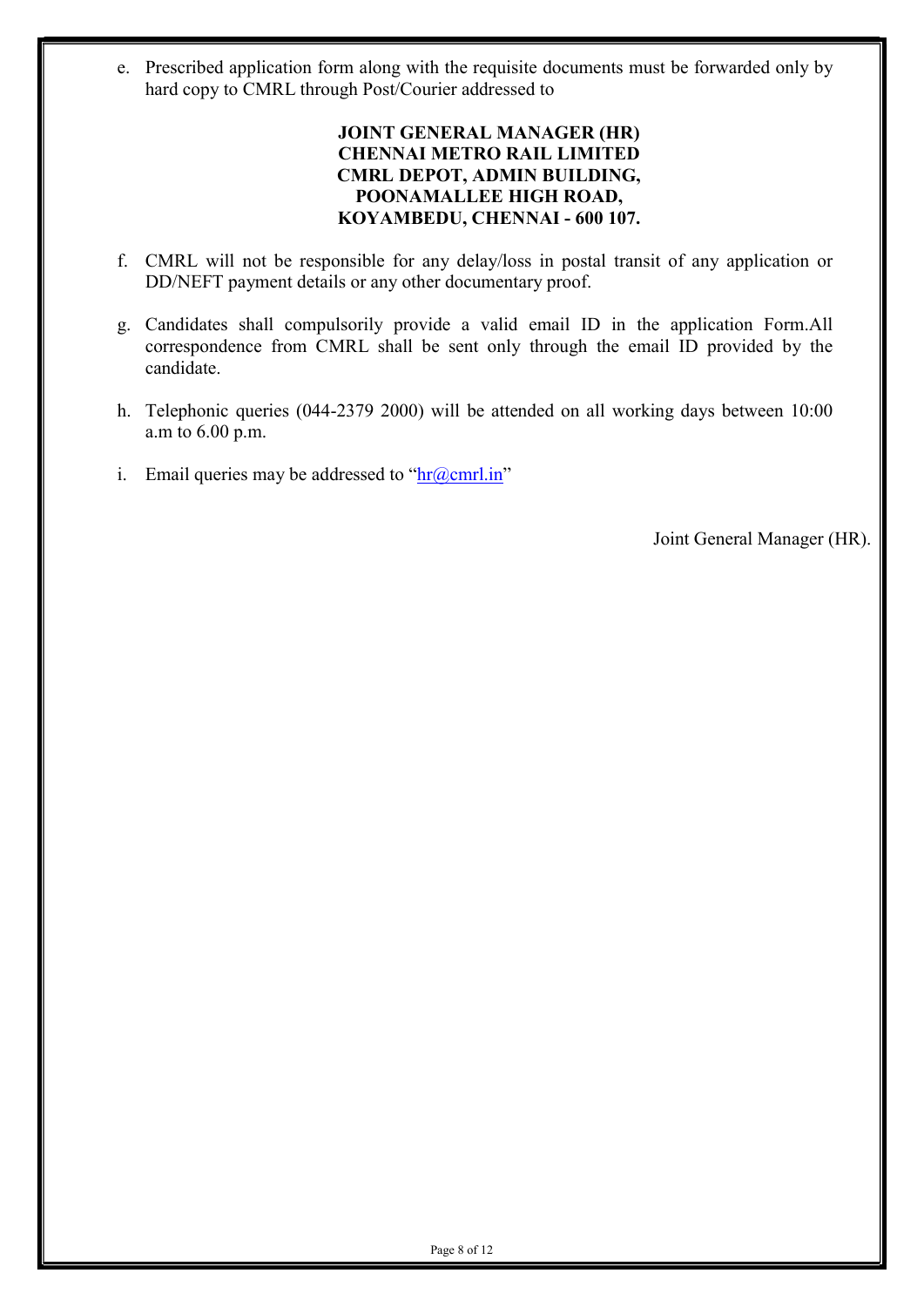e. Prescribed application form along with the requisite documents must be forwarded only by hard copy to CMRL through Post/Courier addressed to

**JOINT GENERAL MANAGER (HR)**
**CHENNAI METRO RAIL LIMITED**
**CMRL DEPOT, ADMIN BUILDING,**
**POONAMALLEE HIGH ROAD,**
**KOYAMBEDU, CHENNAI - 600 107.**

f. CMRL will not be responsible for any delay/loss in postal transit of any application or DD/NEFT payment details or any other documentary proof.

g. Candidates shall compulsorily provide a valid email ID in the application Form.All correspondence from CMRL shall be sent only through the email ID provided by the candidate.

h. Telephonic queries (044-2379 2000) will be attended on all working days between 10:00 a.m to 6.00 p.m.

i. Email queries may be addressed to "hr@cmrl.in"

Joint General Manager (HR).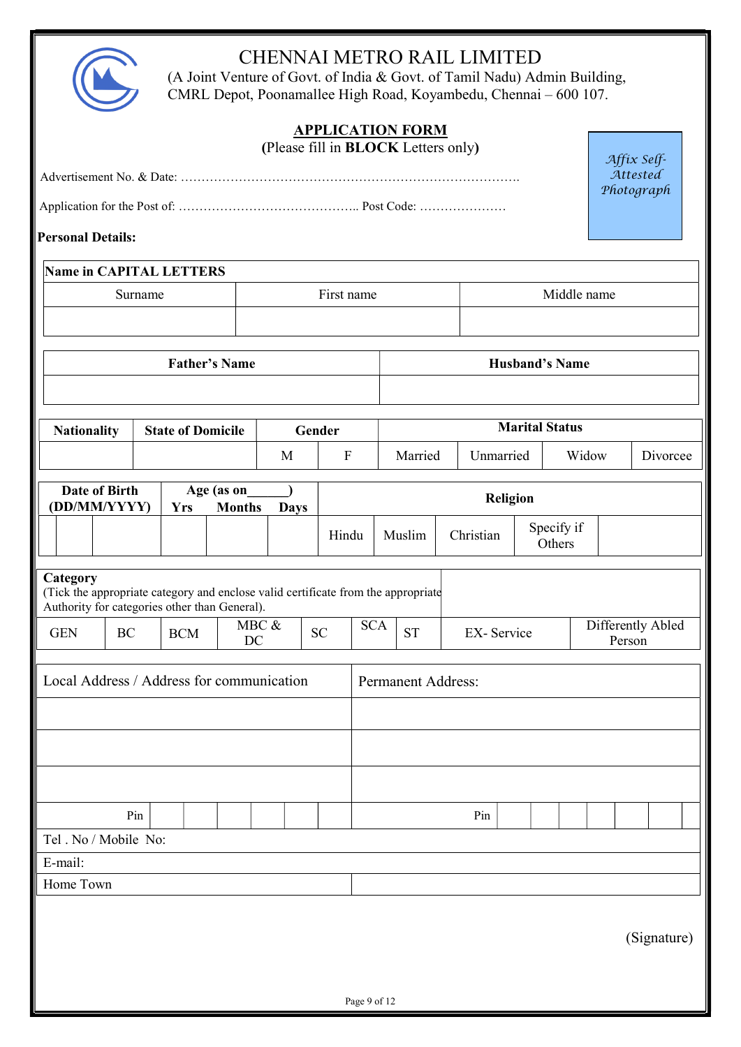# CHENNAI METRO RAIL LIMITED

(A Joint Venture of Govt. of India & Govt. of Tamil Nadu) Admin Building, CMRL Depot, Poonamallee High Road, Koyambedu, Chennai – 600 107.

## APPLICATION FORM

**(**Please fill in **BLOCK** Letters only**)**

*Affix Self-Attested Photograph*

Advertisement No. & Date: …………………………………………………………………………

Application for the Post of: …………………………………….. Post Code: …………………

**Personal Details:**

| **Name in CAPITAL LETTERS** | | |
|---|---|---|
| Surname | First name | Middle name |
| | | |

| **Father's Name** | **Husband's Name** |
|---|---|
| | |

| **Nationality** | **State of Domicile** | **Gender** | | **Marital Status** | | | |
|---|---|---|---|---|---|---|---|
| | | M | F | Married | Unmarried | Widow | Divorcee |

| **Date of Birth (DD/MM/YYYY)** | | | **Age (as on\_\_\_\_\_\_)** | | | **Religion** | | | | |
|---|---|---|---|---|---|---|---|---|---|---|
| | | | **Yrs** | **Months** | **Days** | | | | | |
| | | | | | | Hindu | Muslim | Christian | Specify if Others | |

| **Category** (Tick the appropriate category and enclose valid certificate from the appropriate Authority for categories other than General). | | | | | | | | |
|---|---|---|---|---|---|---|---|---|
| GEN | BC | BCM | MBC & DC | SC | SCA | ST | EX- Service | Differently Abled Person |

| Local Address / Address for communication | Permanent Address: |
|---|---|
| | |
| | |
| | |
| Pin | Pin |
| Tel . No / Mobile No: | |
| E-mail: | |
| Home Town | |

(Signature)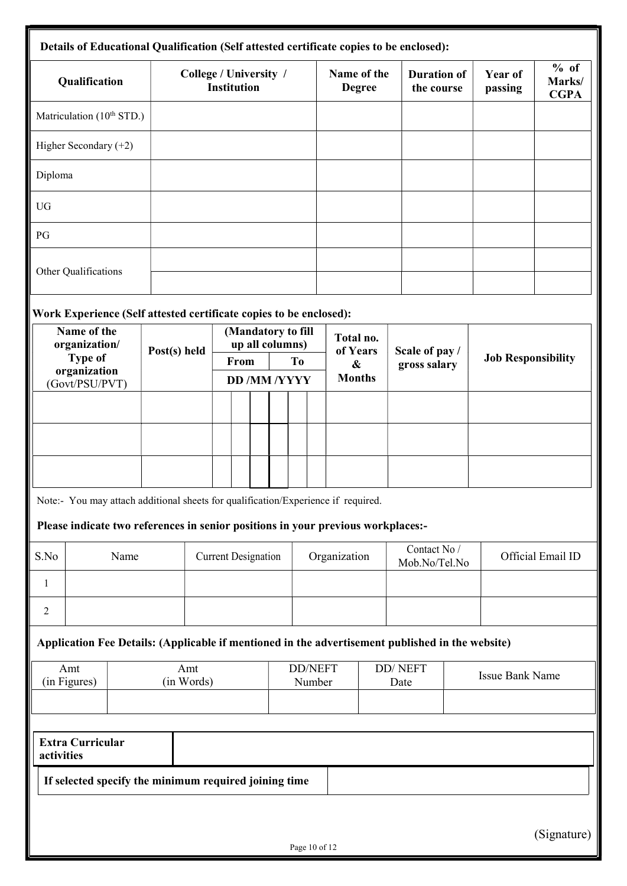**Details of Educational Qualification (Self attested certificate copies to be enclosed):**

| Qualification | College / University / Institution | Name of the Degree | Duration of the course | Year of passing | % of Marks/ CGPA |
|---|---|---|---|---|---|
| Matriculation ($10^{th}$ STD.) | | | | | |
| Higher Secondary (+2) | | | | | |
| Diploma | | | | | |
| UG | | | | | |
| PG | | | | | |
| Other Qualifications | | | | | |
| | | | | | |

**Work Experience (Self attested certificate copies to be enclosed):**

| Name of the organization/ Type of organization (Govt/PSU/PVT) | Post(s) held | (Mandatory to fill up all columns) From DD /MM /YYYY | To | Total no. of Years & Months | Scale of pay / gross salary | Job Responsibility |
|---|---|---|---|---|---|---|
| | | | | | | |
| | | | | | | |
| | | | | | | |

Note:- You may attach additional sheets for qualification/Experience if required.

**Please indicate two references in senior positions in your previous workplaces:-**

| S.No | Name | Current Designation | Organization | Contact No / Mob.No/Tel.No | Official Email ID |
|---|---|---|---|---|---|
| 1 | | | | | |
| 2 | | | | | |

**Application Fee Details: (Applicable if mentioned in the advertisement published in the website)**

| Amt (in Figures) | Amt (in Words) | DD/NEFT Number | DD/ NEFT Date | Issue Bank Name |
|---|---|---|---|---|
| | | | | |

| **Extra Curricular activities** | |
|---|---|
| **If selected specify the minimum required joining time** | |

(Signature)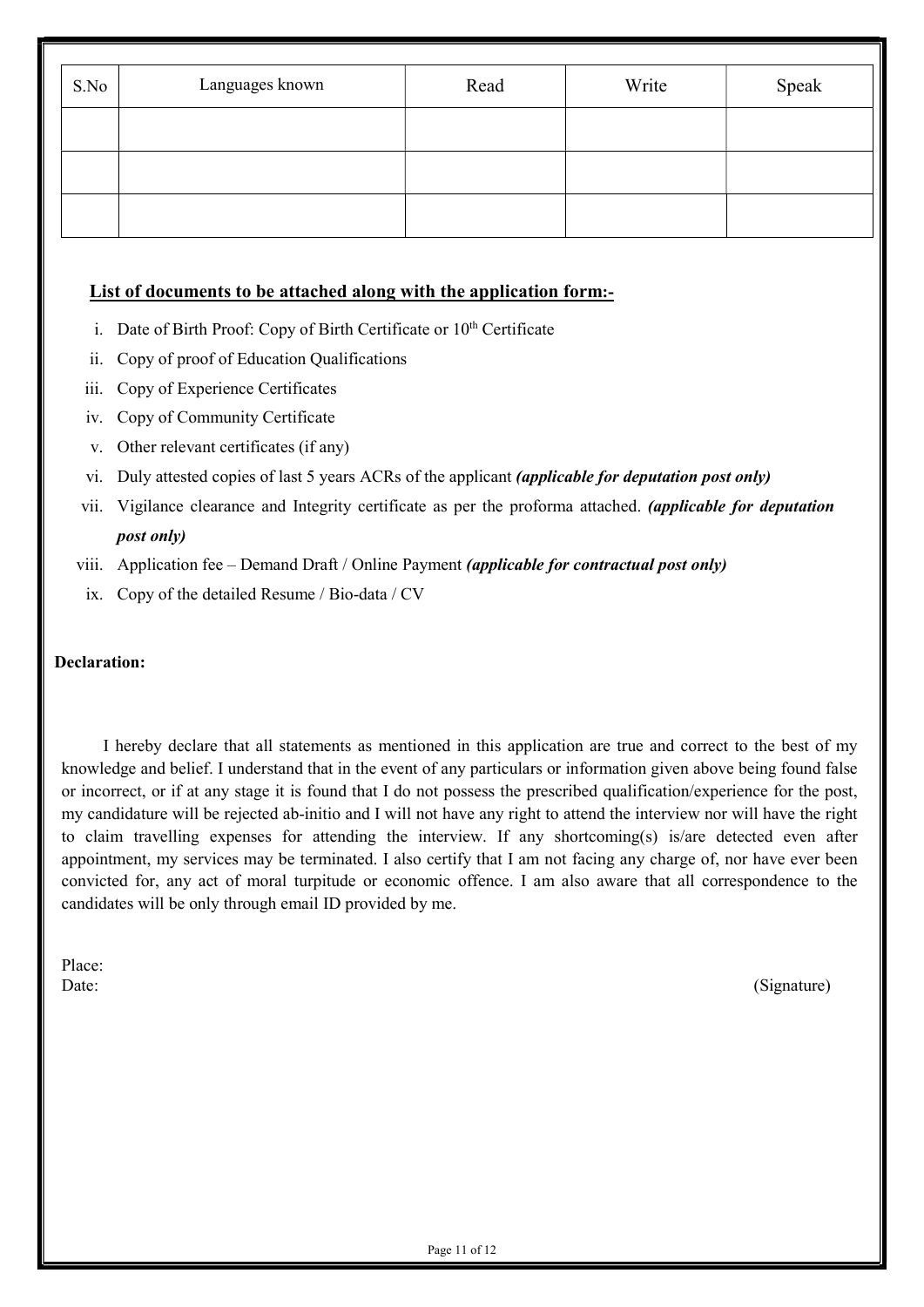| S.No | Languages known | Read | Write | Speak |
|---|---|---|---|---|
| | | | | |
| | | | | |
| | | | | |

## List of documents to be attached along with the application form:-

i. Date of Birth Proof: Copy of Birth Certificate or 10th Certificate
ii. Copy of proof of Education Qualifications
iii. Copy of Experience Certificates
iv. Copy of Community Certificate
v. Other relevant certificates (if any)
vi. Duly attested copies of last 5 years ACRs of the applicant ***(applicable for deputation post only)***
vii. Vigilance clearance and Integrity certificate as per the proforma attached. ***(applicable for deputation post only)***
viii. Application fee – Demand Draft / Online Payment ***(applicable for contractual post only)***
ix. Copy of the detailed Resume / Bio-data / CV

**Declaration:**

I hereby declare that all statements as mentioned in this application are true and correct to the best of my knowledge and belief. I understand that in the event of any particulars or information given above being found false or incorrect, or if at any stage it is found that I do not possess the prescribed qualification/experience for the post, my candidature will be rejected ab-initio and I will not have any right to attend the interview nor will have the right to claim travelling expenses for attending the interview. If any shortcoming(s) is/are detected even after appointment, my services may be terminated. I also certify that I am not facing any charge of, nor have ever been convicted for, any act of moral turpitude or economic offence. I am also aware that all correspondence to the candidates will be only through email ID provided by me.

Place:
Date: (Signature)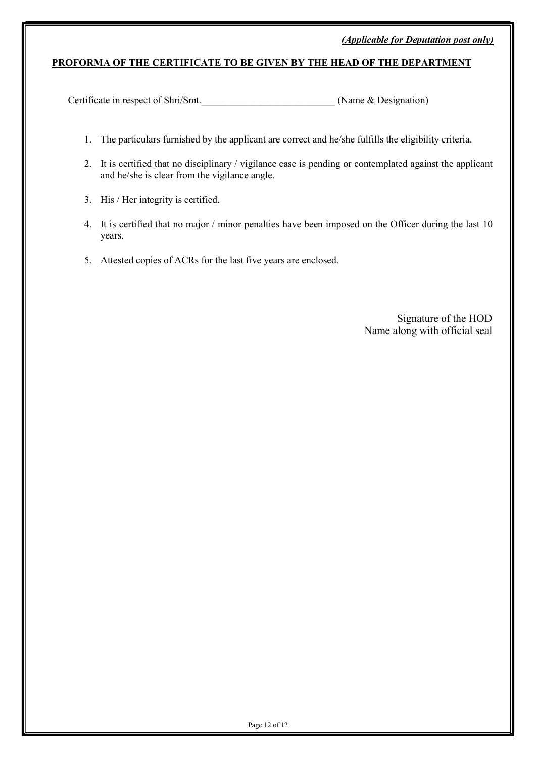***(Applicable for Deputation post only)***

## PROFORMA OF THE CERTIFICATE TO BE GIVEN BY THE HEAD OF THE DEPARTMENT

Certificate in respect of Shri/Smt.___________________________ (Name & Designation)

1. The particulars furnished by the applicant are correct and he/she fulfills the eligibility criteria.
2. It is certified that no disciplinary / vigilance case is pending or contemplated against the applicant and he/she is clear from the vigilance angle.
3. His / Her integrity is certified.
4. It is certified that no major / minor penalties have been imposed on the Officer during the last 10 years.
5. Attested copies of ACRs for the last five years are enclosed.

Signature of the HOD
Name along with official seal